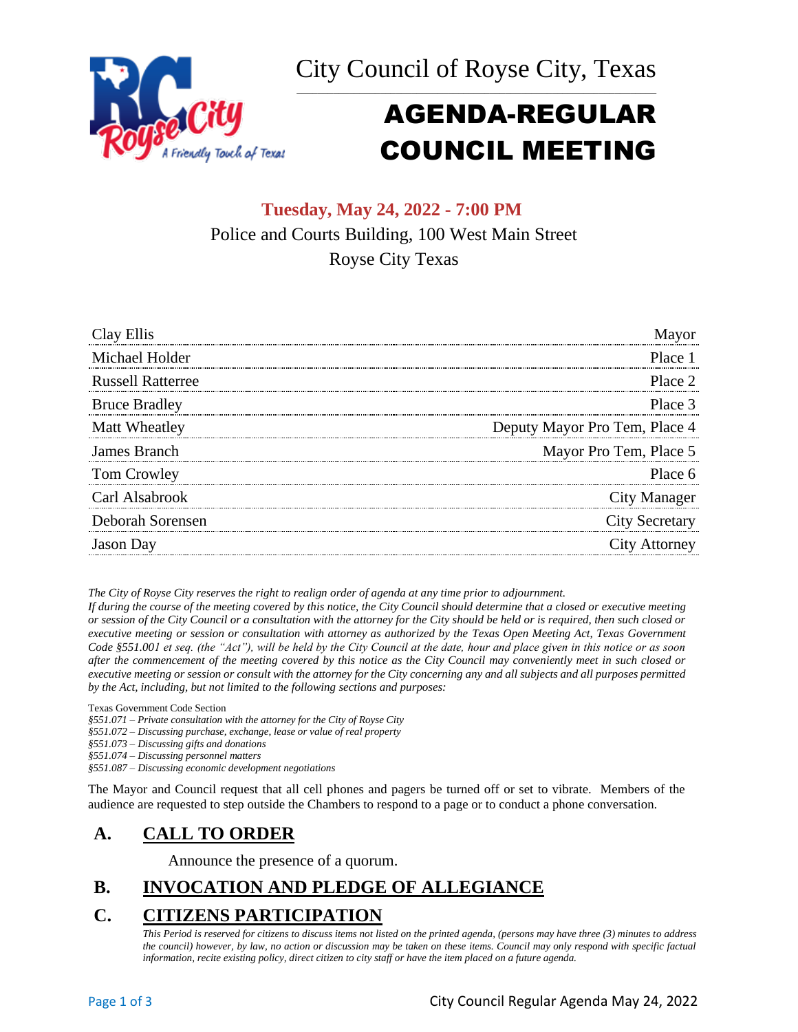City Council of Royse City, Texas

# AGENDA-REGULAR COUNCIL MEETING

**Tuesday, May 24, 2022 - 7:00 PM**

Police and Courts Building, 100 West Main Street

Royse City Texas

| | |
|---|---|
| Clay Ellis | Mayor |
| Michael Holder | Place 1 |
| Russell Ratterree | Place 2 |
| Bruce Bradley | Place 3 |
| Matt Wheatley | Deputy Mayor Pro Tem, Place 4 |
| James Branch | Mayor Pro Tem, Place 5 |
| Tom Crowley | Place 6 |
| Carl Alsabrook | City Manager |
| Deborah Sorensen | City Secretary |
| Jason Day | City Attorney |

*The City of Royse City reserves the right to realign order of agenda at any time prior to adjournment.*
*If during the course of the meeting covered by this notice, the City Council should determine that a closed or executive meeting or session of the City Council or a consultation with the attorney for the City should be held or is required, then such closed or executive meeting or session or consultation with attorney as authorized by the Texas Open Meeting Act, Texas Government Code §551.001 et seq. (the "Act"), will be held by the City Council at the date, hour and place given in this notice or as soon after the commencement of the meeting covered by this notice as the City Council may conveniently meet in such closed or executive meeting or session or consult with the attorney for the City concerning any and all subjects and all purposes permitted by the Act, including, but not limited to the following sections and purposes:*

Texas Government Code Section
*§551.071 – Private consultation with the attorney for the City of Royse City*
*§551.072 – Discussing purchase, exchange, lease or value of real property*
*§551.073 – Discussing gifts and donations*
*§551.074 – Discussing personnel matters*
*§551.087 – Discussing economic development negotiations*

The Mayor and Council request that all cell phones and pagers be turned off or set to vibrate. Members of the audience are requested to step outside the Chambers to respond to a page or to conduct a phone conversation.

## A. CALL TO ORDER

Announce the presence of a quorum.

## B. INVOCATION AND PLEDGE OF ALLEGIANCE

## C. CITIZENS PARTICIPATION

*This Period is reserved for citizens to discuss items not listed on the printed agenda, (persons may have three (3) minutes to address the council) however, by law, no action or discussion may be taken on these items. Council may only respond with specific factual information, recite existing policy, direct citizen to city staff or have the item placed on a future agenda.*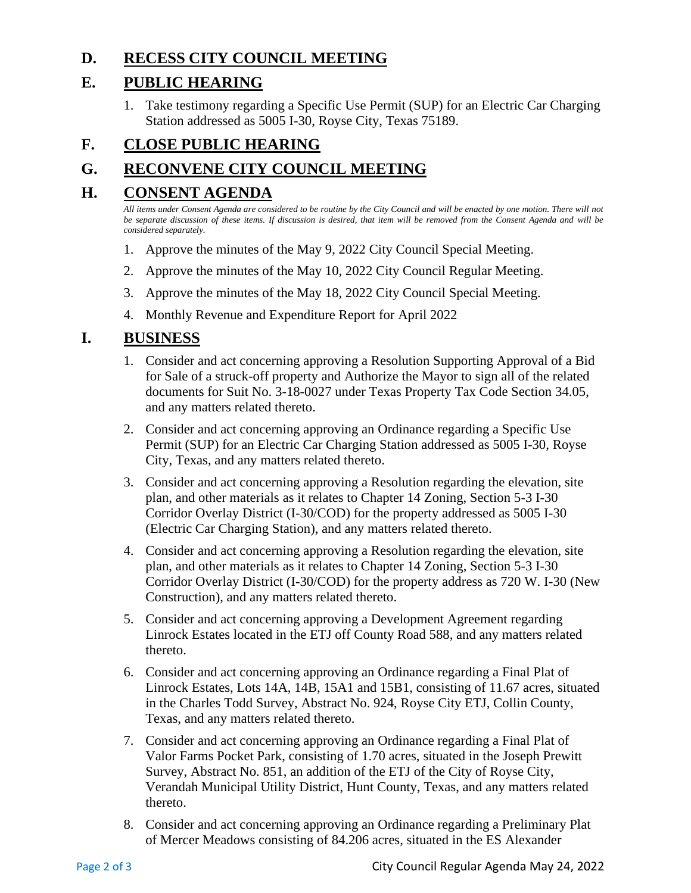## D. RECESS CITY COUNCIL MEETING

## E. PUBLIC HEARING

1. Take testimony regarding a Specific Use Permit (SUP) for an Electric Car Charging Station addressed as 5005 I-30, Royse City, Texas 75189.

## F. CLOSE PUBLIC HEARING

## G. RECONVENE CITY COUNCIL MEETING

## H. CONSENT AGENDA

*All items under Consent Agenda are considered to be routine by the City Council and will be enacted by one motion. There will not be separate discussion of these items. If discussion is desired, that item will be removed from the Consent Agenda and will be considered separately.*

1. Approve the minutes of the May 9, 2022 City Council Special Meeting.
2. Approve the minutes of the May 10, 2022 City Council Regular Meeting.
3. Approve the minutes of the May 18, 2022 City Council Special Meeting.
4. Monthly Revenue and Expenditure Report for April 2022

## I. BUSINESS

1. Consider and act concerning approving a Resolution Supporting Approval of a Bid for Sale of a struck-off property and Authorize the Mayor to sign all of the related documents for Suit No. 3-18-0027 under Texas Property Tax Code Section 34.05, and any matters related thereto.
2. Consider and act concerning approving an Ordinance regarding a Specific Use Permit (SUP) for an Electric Car Charging Station addressed as 5005 I-30, Royse City, Texas, and any matters related thereto.
3. Consider and act concerning approving a Resolution regarding the elevation, site plan, and other materials as it relates to Chapter 14 Zoning, Section 5-3 I-30 Corridor Overlay District (I-30/COD) for the property addressed as 5005 I-30 (Electric Car Charging Station), and any matters related thereto.
4. Consider and act concerning approving a Resolution regarding the elevation, site plan, and other materials as it relates to Chapter 14 Zoning, Section 5-3 I-30 Corridor Overlay District (I-30/COD) for the property address as 720 W. I-30 (New Construction), and any matters related thereto.
5. Consider and act concerning approving a Development Agreement regarding Linrock Estates located in the ETJ off County Road 588, and any matters related thereto.
6. Consider and act concerning approving an Ordinance regarding a Final Plat of Linrock Estates, Lots 14A, 14B, 15A1 and 15B1, consisting of 11.67 acres, situated in the Charles Todd Survey, Abstract No. 924, Royse City ETJ, Collin County, Texas, and any matters related thereto.
7. Consider and act concerning approving an Ordinance regarding a Final Plat of Valor Farms Pocket Park, consisting of 1.70 acres, situated in the Joseph Prewitt Survey, Abstract No. 851, an addition of the ETJ of the City of Royse City, Verandah Municipal Utility District, Hunt County, Texas, and any matters related thereto.
8. Consider and act concerning approving an Ordinance regarding a Preliminary Plat of Mercer Meadows consisting of 84.206 acres, situated in the ES Alexander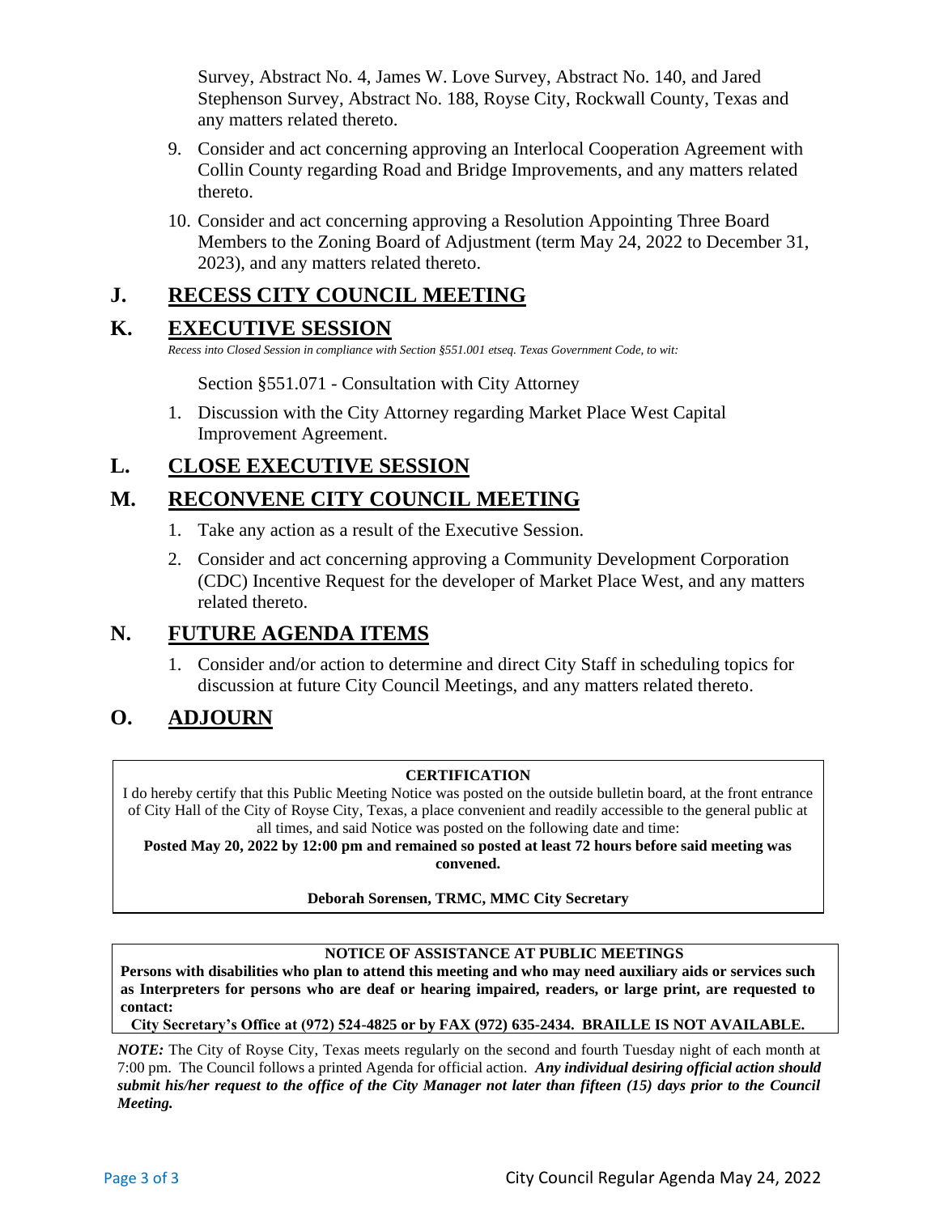Survey, Abstract No. 4, James W. Love Survey, Abstract No. 140, and Jared Stephenson Survey, Abstract No. 188, Royse City, Rockwall County, Texas and any matters related thereto.

9. Consider and act concerning approving an Interlocal Cooperation Agreement with Collin County regarding Road and Bridge Improvements, and any matters related thereto.
10. Consider and act concerning approving a Resolution Appointing Three Board Members to the Zoning Board of Adjustment (term May 24, 2022 to December 31, 2023), and any matters related thereto.

## J. RECESS CITY COUNCIL MEETING

## K. EXECUTIVE SESSION

*Recess into Closed Session in compliance with Section §551.001 etseq. Texas Government Code, to wit:*

Section §551.071 - Consultation with City Attorney

1. Discussion with the City Attorney regarding Market Place West Capital Improvement Agreement.

## L. CLOSE EXECUTIVE SESSION

## M. RECONVENE CITY COUNCIL MEETING

1. Take any action as a result of the Executive Session.
2. Consider and act concerning approving a Community Development Corporation (CDC) Incentive Request for the developer of Market Place West, and any matters related thereto.

## N. FUTURE AGENDA ITEMS

1. Consider and/or action to determine and direct City Staff in scheduling topics for discussion at future City Council Meetings, and any matters related thereto.

## O. ADJOURN

**CERTIFICATION**

I do hereby certify that this Public Meeting Notice was posted on the outside bulletin board, at the front entrance of City Hall of the City of Royse City, Texas, a place convenient and readily accessible to the general public at all times, and said Notice was posted on the following date and time:

**Posted May 20, 2022 by 12:00 pm and remained so posted at least 72 hours before said meeting was convened.**

**Deborah Sorensen, TRMC, MMC City Secretary**

**NOTICE OF ASSISTANCE AT PUBLIC MEETINGS**

**Persons with disabilities who plan to attend this meeting and who may need auxiliary aids or services such as Interpreters for persons who are deaf or hearing impaired, readers, or large print, are requested to contact:**

**City Secretary's Office at (972) 524-4825 or by FAX (972) 635-2434. BRAILLE IS NOT AVAILABLE.**

***NOTE:*** The City of Royse City, Texas meets regularly on the second and fourth Tuesday night of each month at 7:00 pm. The Council follows a printed Agenda for official action. ***Any individual desiring official action should submit his/her request to the office of the City Manager not later than fifteen (15) days prior to the Council Meeting.***